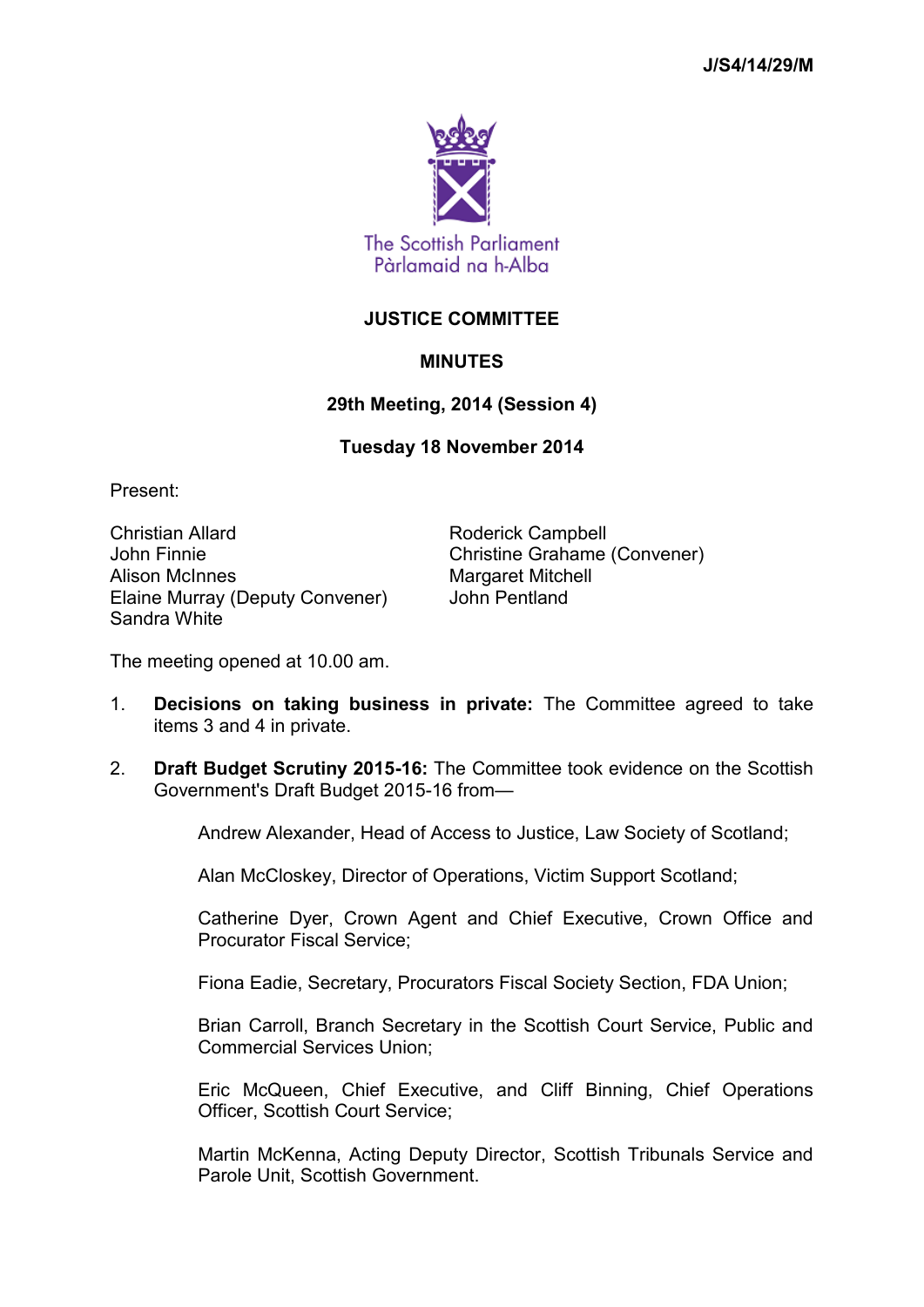J/S4/14/29/M

The Scottish Parliament
Pàrlamaid na h-Alba

# JUSTICE COMMITTEE

## MINUTES

### 29th Meeting, 2014 (Session 4)

### Tuesday 18 November 2014

Present:

Christian Allard
John Finnie
Alison McInnes
Elaine Murray (Deputy Convener)
Sandra White
Roderick Campbell
Christine Grahame (Convener)
Margaret Mitchell
John Pentland

The meeting opened at 10.00 am.

1. **Decisions on taking business in private:** The Committee agreed to take items 3 and 4 in private.

2. **Draft Budget Scrutiny 2015-16:** The Committee took evidence on the Scottish Government's Draft Budget 2015-16 from—

   Andrew Alexander, Head of Access to Justice, Law Society of Scotland;

   Alan McCloskey, Director of Operations, Victim Support Scotland;

   Catherine Dyer, Crown Agent and Chief Executive, Crown Office and Procurator Fiscal Service;

   Fiona Eadie, Secretary, Procurators Fiscal Society Section, FDA Union;

   Brian Carroll, Branch Secretary in the Scottish Court Service, Public and Commercial Services Union;

   Eric McQueen, Chief Executive, and Cliff Binning, Chief Operations Officer, Scottish Court Service;

   Martin McKenna, Acting Deputy Director, Scottish Tribunals Service and Parole Unit, Scottish Government.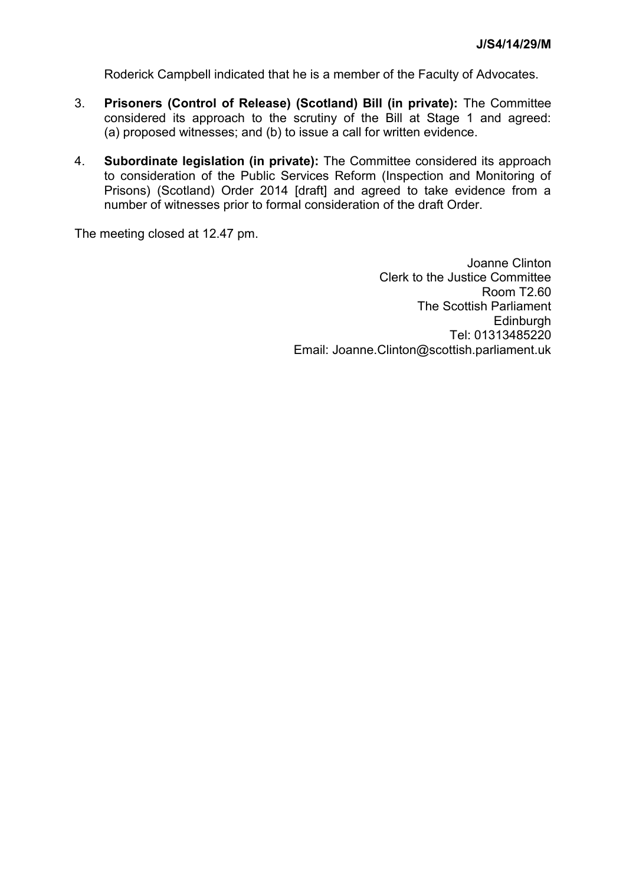Roderick Campbell indicated that he is a member of the Faculty of Advocates.

3. **Prisoners (Control of Release) (Scotland) Bill (in private):** The Committee considered its approach to the scrutiny of the Bill at Stage 1 and agreed: (a) proposed witnesses; and (b) to issue a call for written evidence.

4. **Subordinate legislation (in private):** The Committee considered its approach to consideration of the Public Services Reform (Inspection and Monitoring of Prisons) (Scotland) Order 2014 [draft] and agreed to take evidence from a number of witnesses prior to formal consideration of the draft Order.

The meeting closed at 12.47 pm.

Joanne Clinton
Clerk to the Justice Committee
Room T2.60
The Scottish Parliament
Edinburgh
Tel: 01313485220
Email: Joanne.Clinton@scottish.parliament.uk